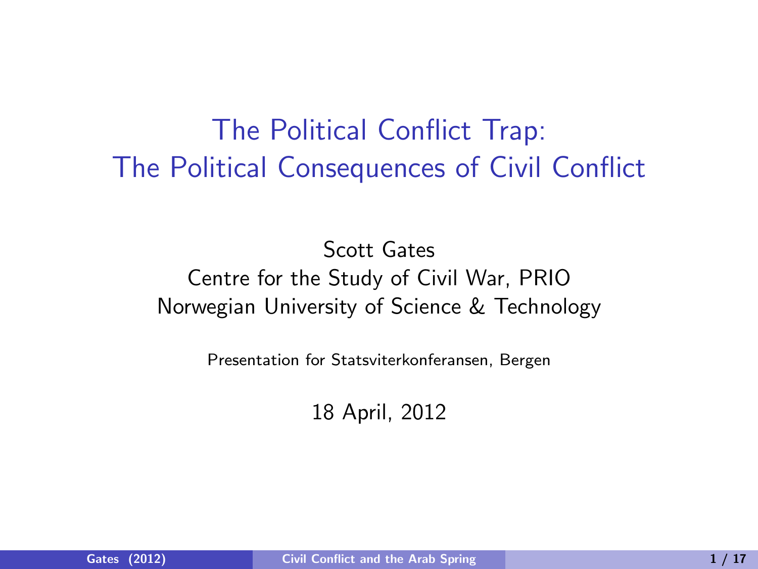# The Political Conflict Trap: The Political Consequences of Civil Conflict

Scott Gates
Centre for the Study of Civil War, PRIO
Norwegian University of Science & Technology

Presentation for Statsviterkonferansen, Bergen

18 April, 2012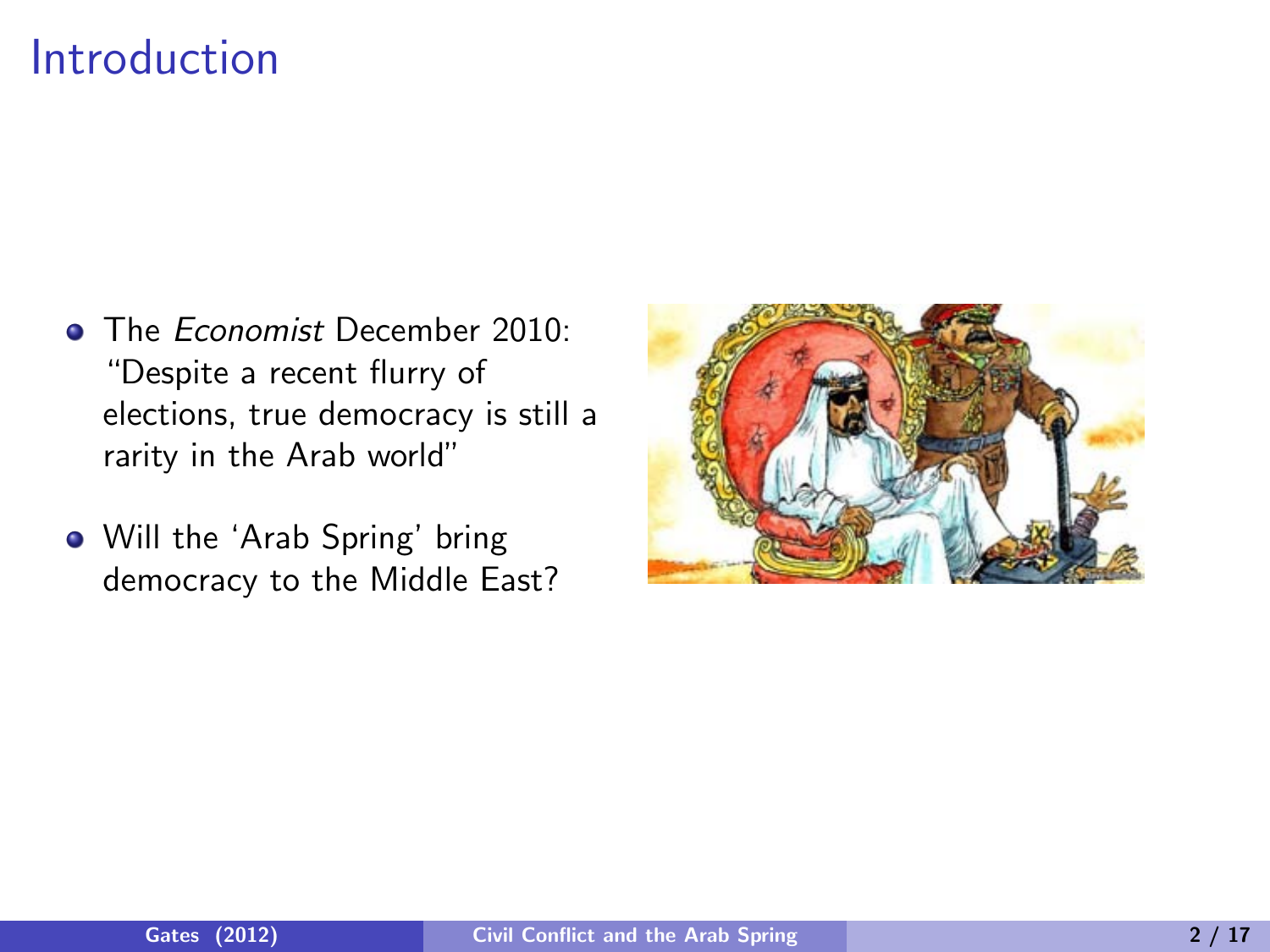# Introduction

- The *Economist* December 2010: "Despite a recent flurry of elections, true democracy is still a rarity in the Arab world"
- Will the 'Arab Spring' bring democracy to the Middle East?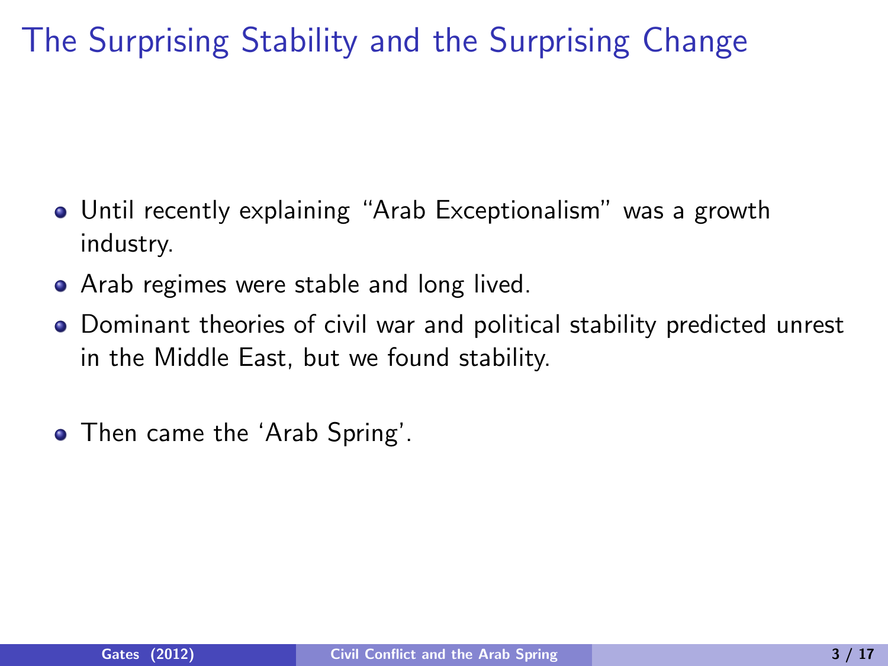# The Surprising Stability and the Surprising Change

- Until recently explaining "Arab Exceptionalism" was a growth industry.
- Arab regimes were stable and long lived.
- Dominant theories of civil war and political stability predicted unrest in the Middle East, but we found stability.
- Then came the 'Arab Spring'.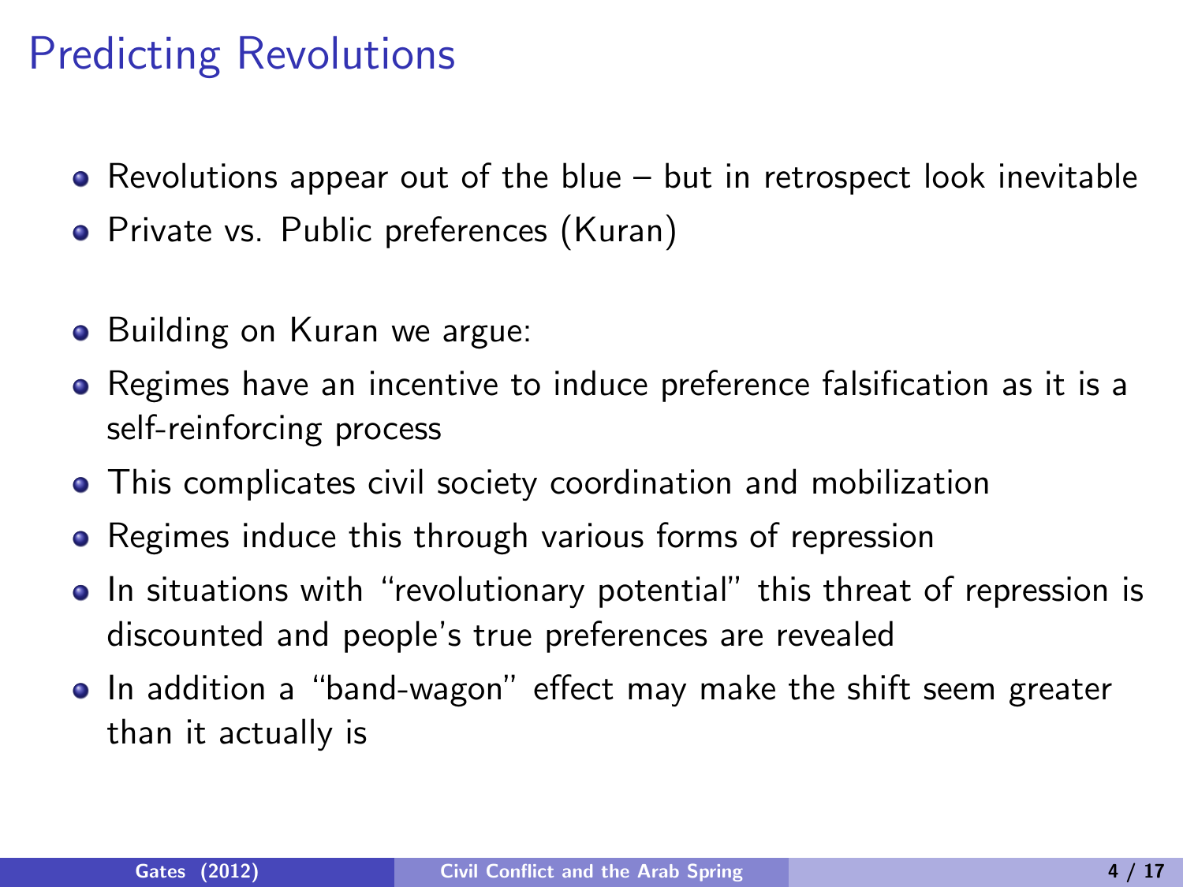# Predicting Revolutions

- Revolutions appear out of the blue – but in retrospect look inevitable
- Private vs. Public preferences (Kuran)

- Building on Kuran we argue:
- Regimes have an incentive to induce preference falsification as it is a self-reinforcing process
- This complicates civil society coordination and mobilization
- Regimes induce this through various forms of repression
- In situations with "revolutionary potential" this threat of repression is discounted and people's true preferences are revealed
- In addition a "band-wagon" effect may make the shift seem greater than it actually is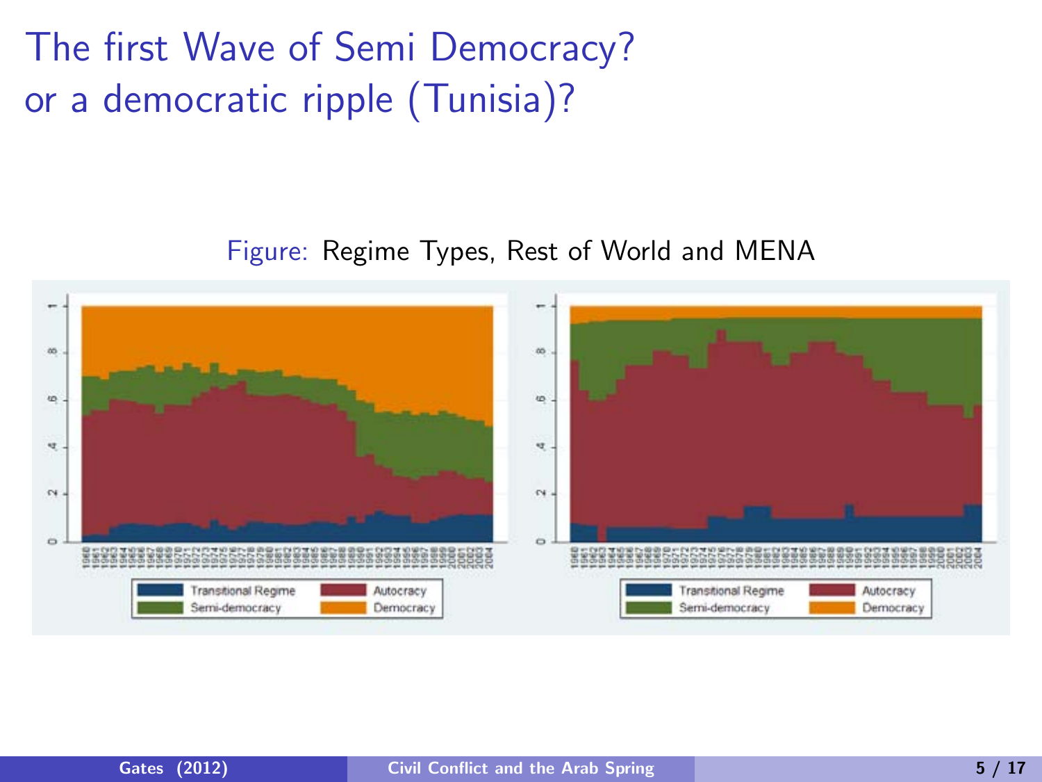# The first Wave of Semi Democracy? or a democratic ripple (Tunisia)?

Figure: Regime Types, Rest of World and MENA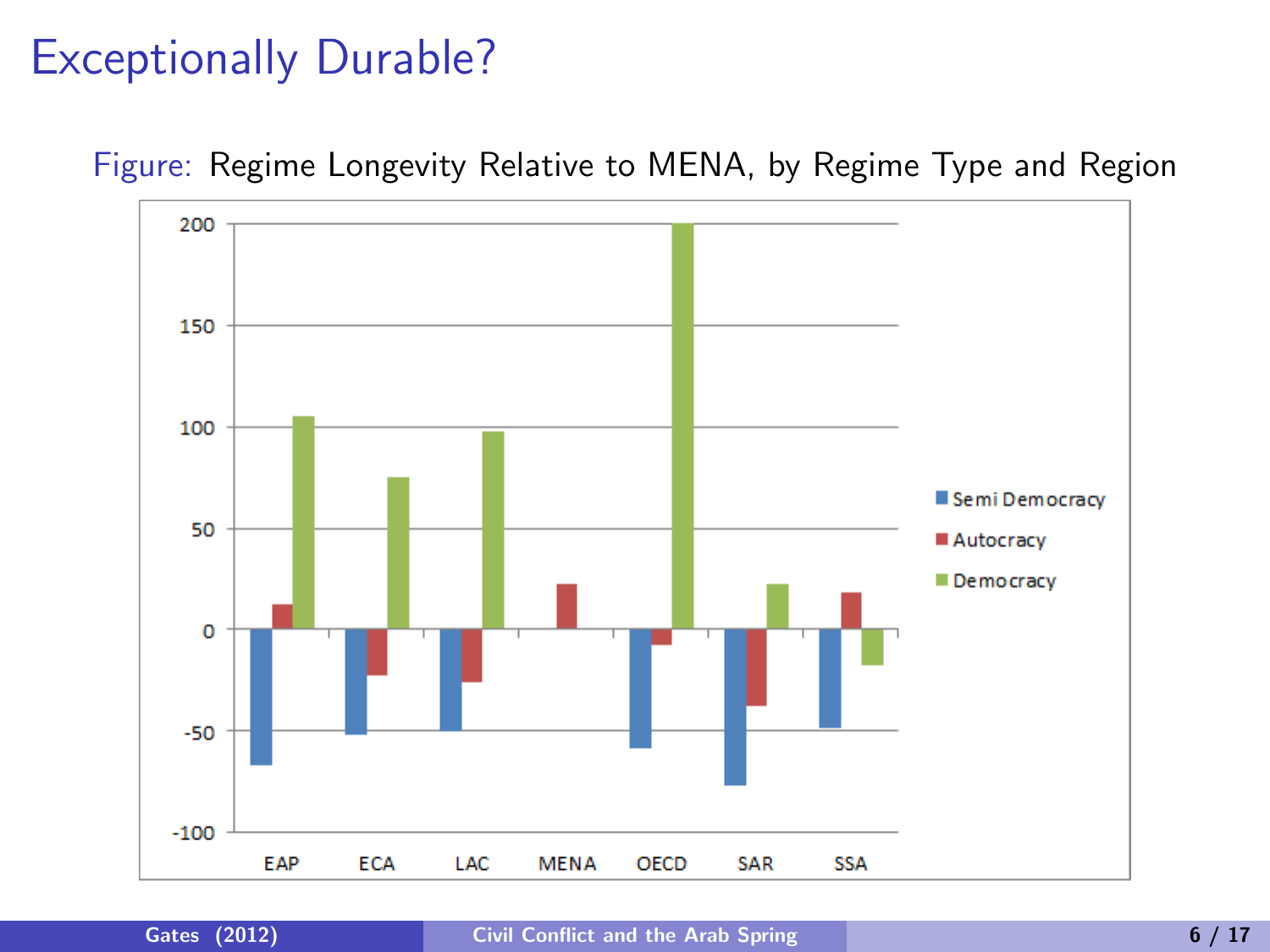# Exceptionally Durable?

Figure: Regime Longevity Relative to MENA, by Regime Type and Region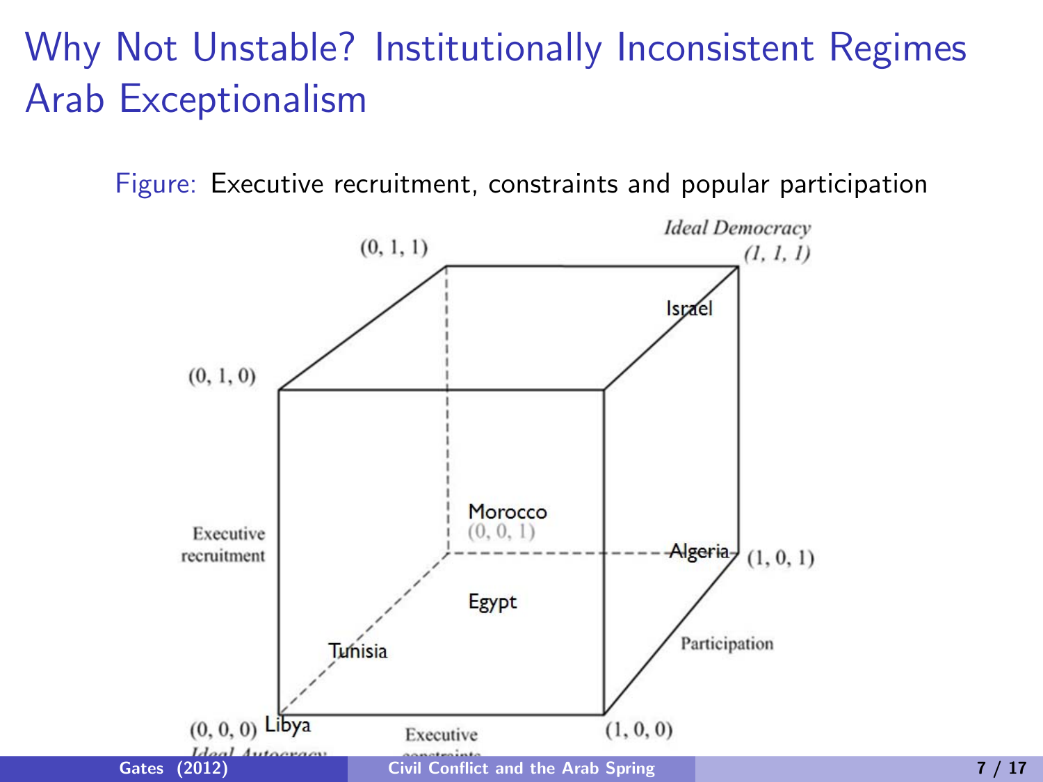# Why Not Unstable? Institutionally Inconsistent Regimes Arab Exceptionalism

Figure: Executive recruitment, constraints and popular participation

*Ideal Democracy* *(1, 1, 1)*

(0, 1, 1)

(0, 1, 0)

Israel

Morocco (0, 0, 1)

Algeria (1, 0, 1)

Executive recruitment

Egypt

Tunisia

Participation

(0, 0, 0) Libya

*Ideal Autocracy*

Executive constraints

(1, 0, 0)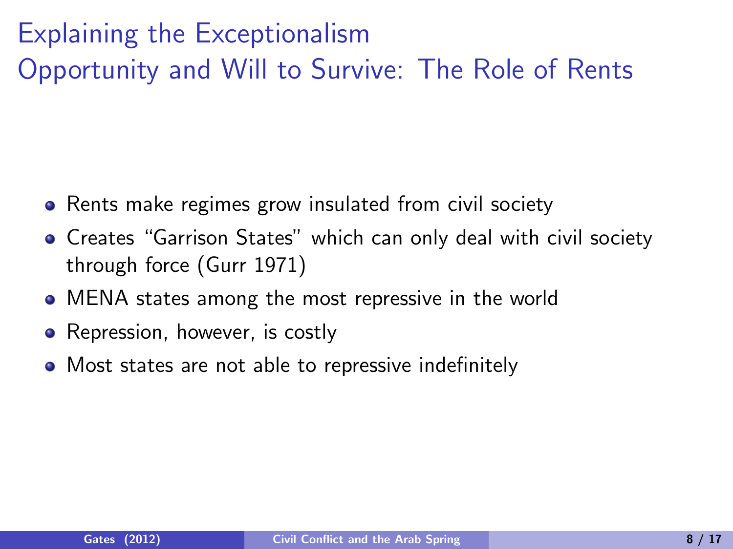# Explaining the Exceptionalism
## Opportunity and Will to Survive: The Role of Rents

- Rents make regimes grow insulated from civil society
- Creates "Garrison States" which can only deal with civil society through force (Gurr 1971)
- MENA states among the most repressive in the world
- Repression, however, is costly
- Most states are not able to repressive indefinitely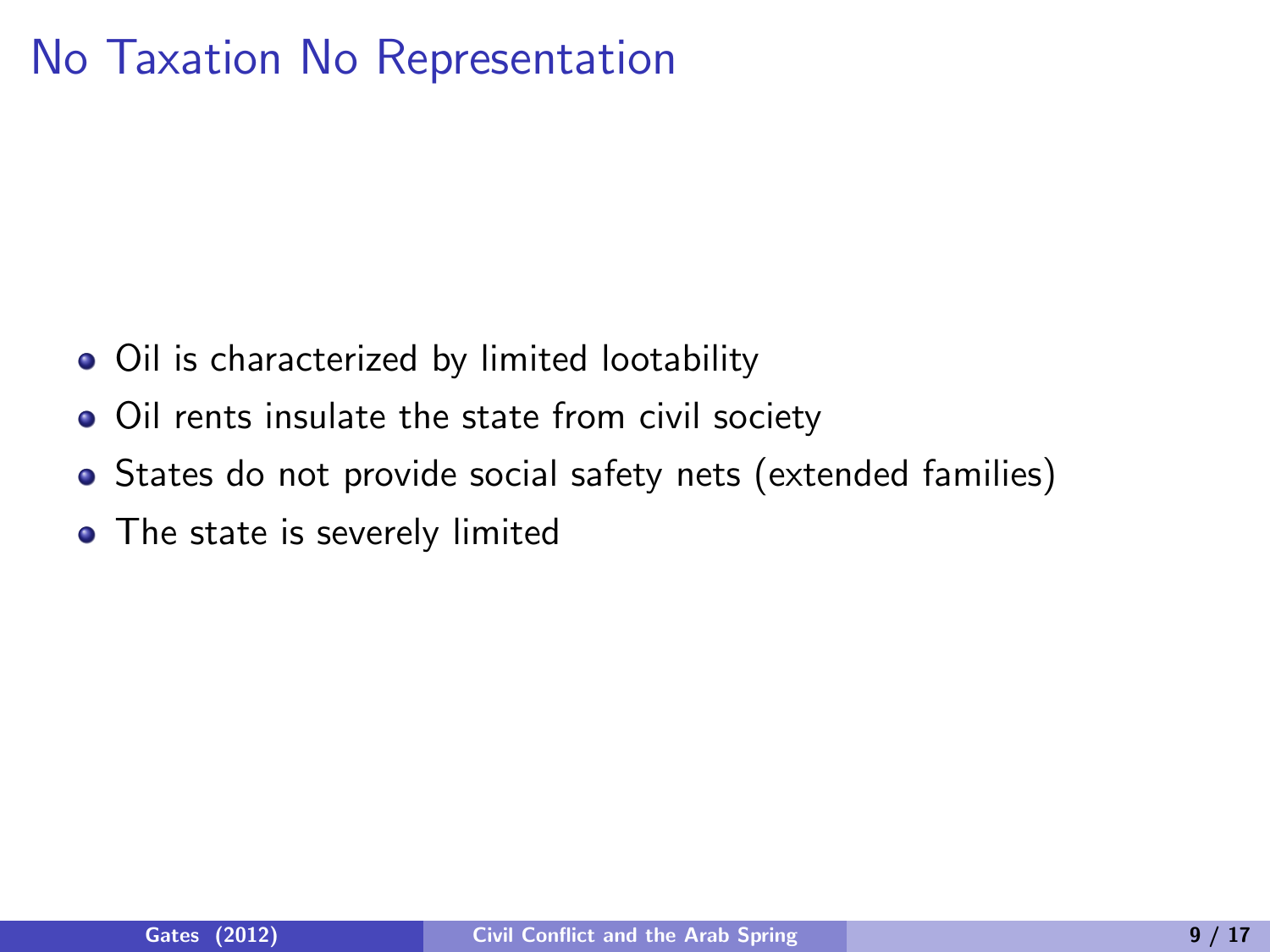# No Taxation No Representation

- Oil is characterized by limited lootability
- Oil rents insulate the state from civil society
- States do not provide social safety nets (extended families)
- The state is severely limited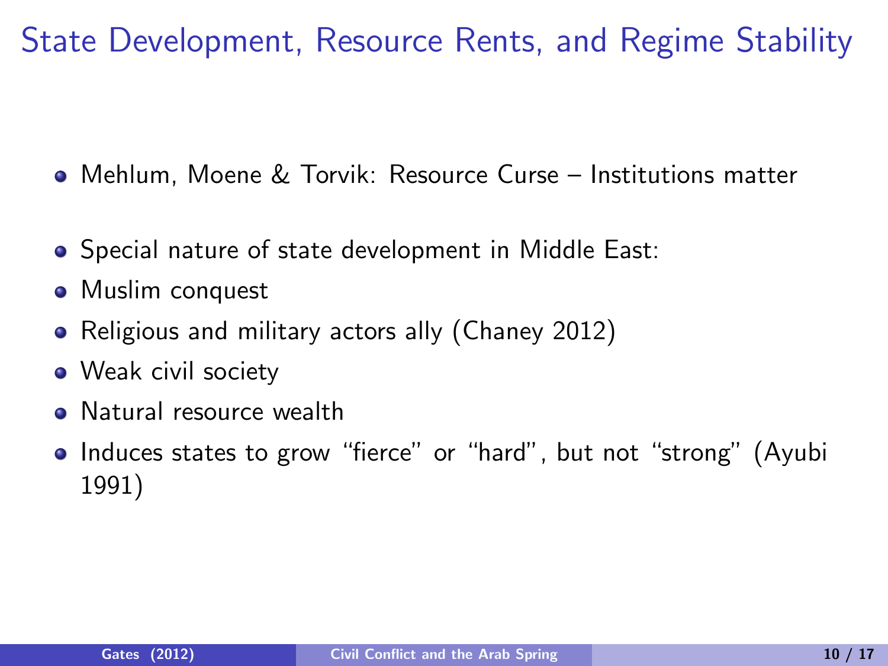# State Development, Resource Rents, and Regime Stability

- Mehlum, Moene & Torvik: Resource Curse – Institutions matter

- Special nature of state development in Middle East:
- Muslim conquest
- Religious and military actors ally (Chaney 2012)
- Weak civil society
- Natural resource wealth
- Induces states to grow “fierce” or “hard”, but not “strong” (Ayubi 1991)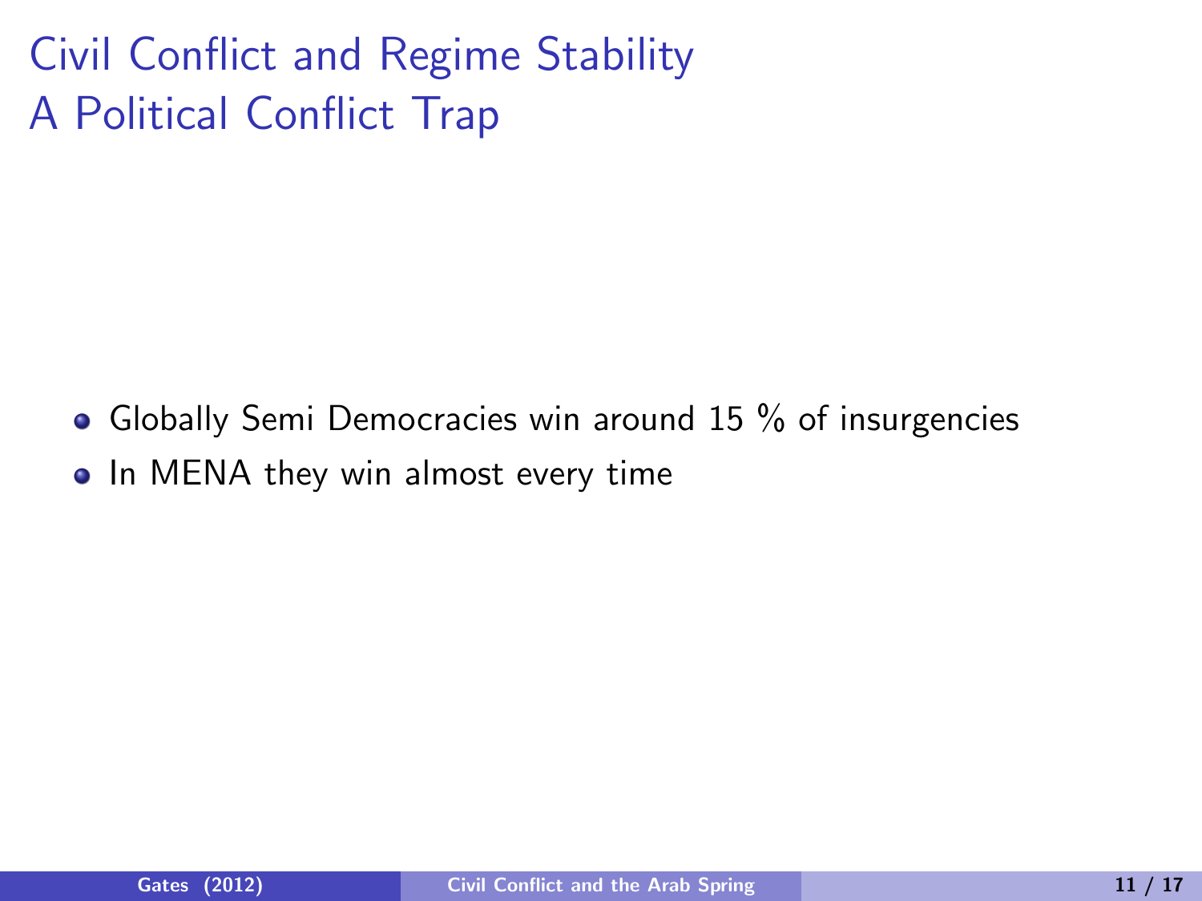# Civil Conflict and Regime Stability
## A Political Conflict Trap

- Globally Semi Democracies win around 15 % of insurgencies
- In MENA they win almost every time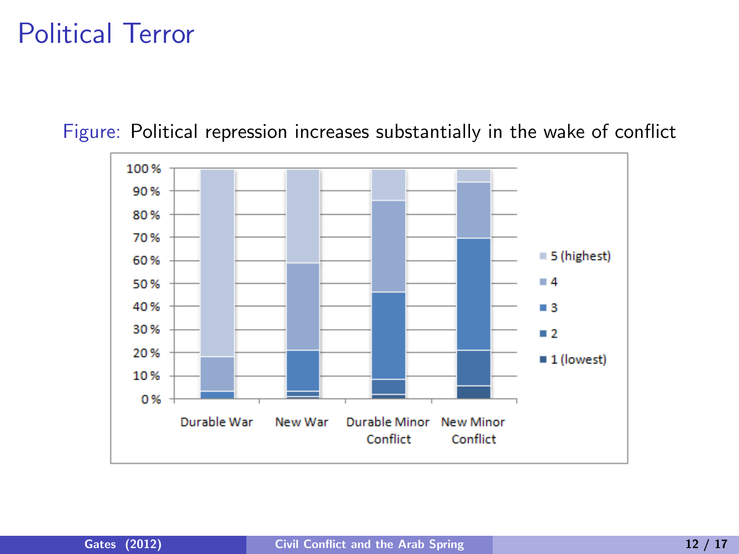# Political Terror

Figure: Political repression increases substantially in the wake of conflict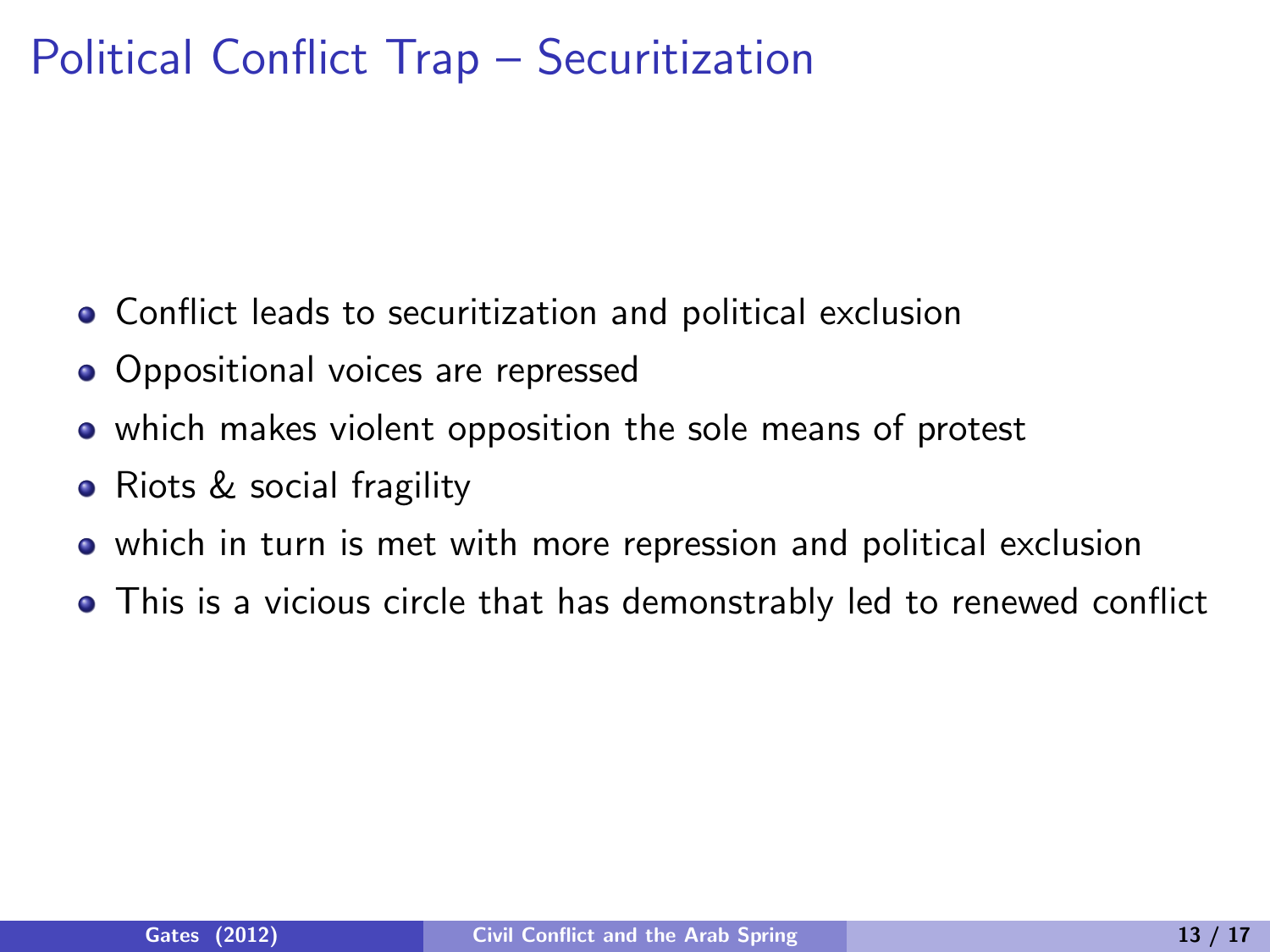# Political Conflict Trap – Securitization

- Conflict leads to securitization and political exclusion
- Oppositional voices are repressed
- which makes violent opposition the sole means of protest
- Riots & social fragility
- which in turn is met with more repression and political exclusion
- This is a vicious circle that has demonstrably led to renewed conflict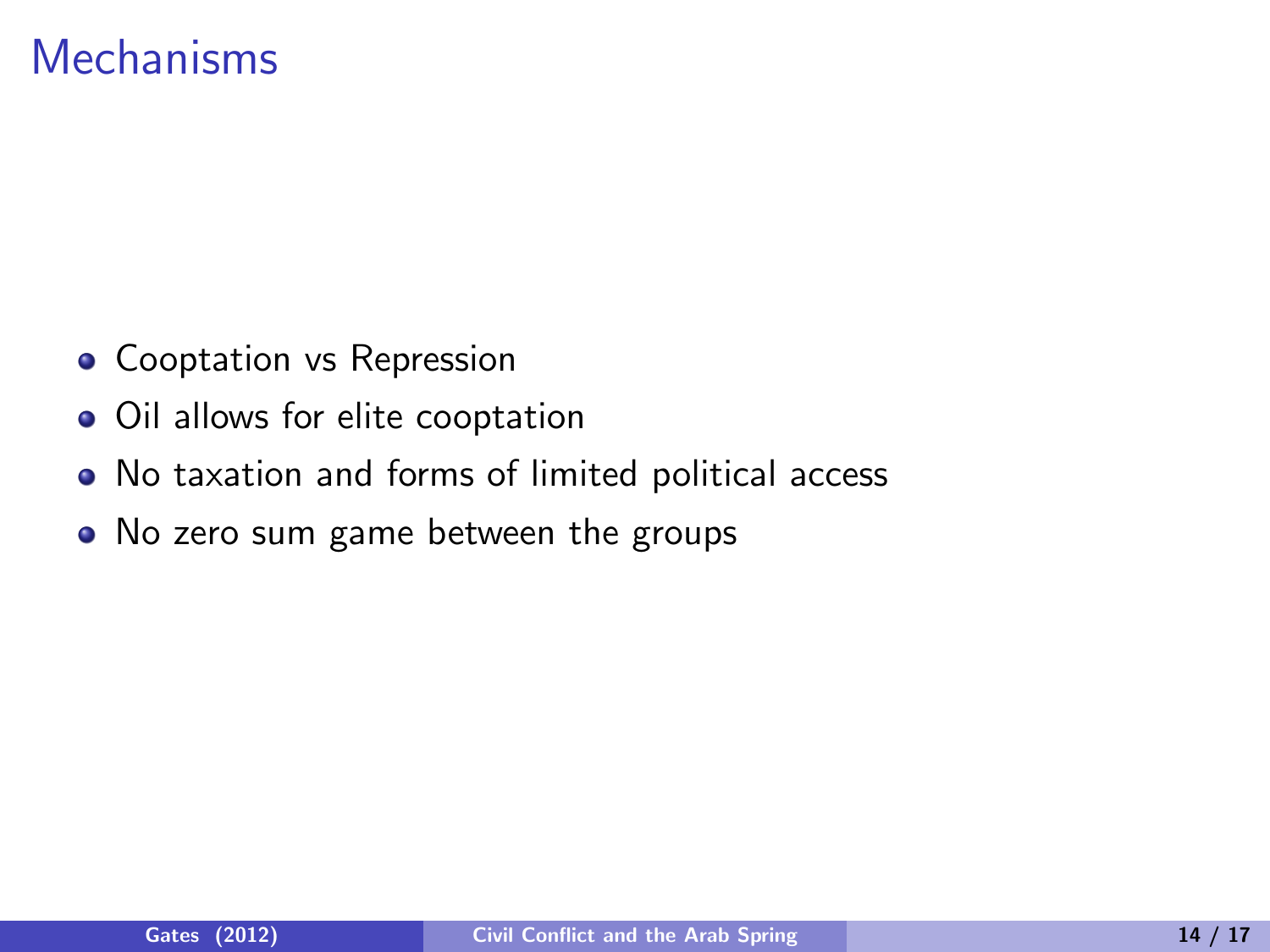# Mechanisms

- Cooptation vs Repression
- Oil allows for elite cooptation
- No taxation and forms of limited political access
- No zero sum game between the groups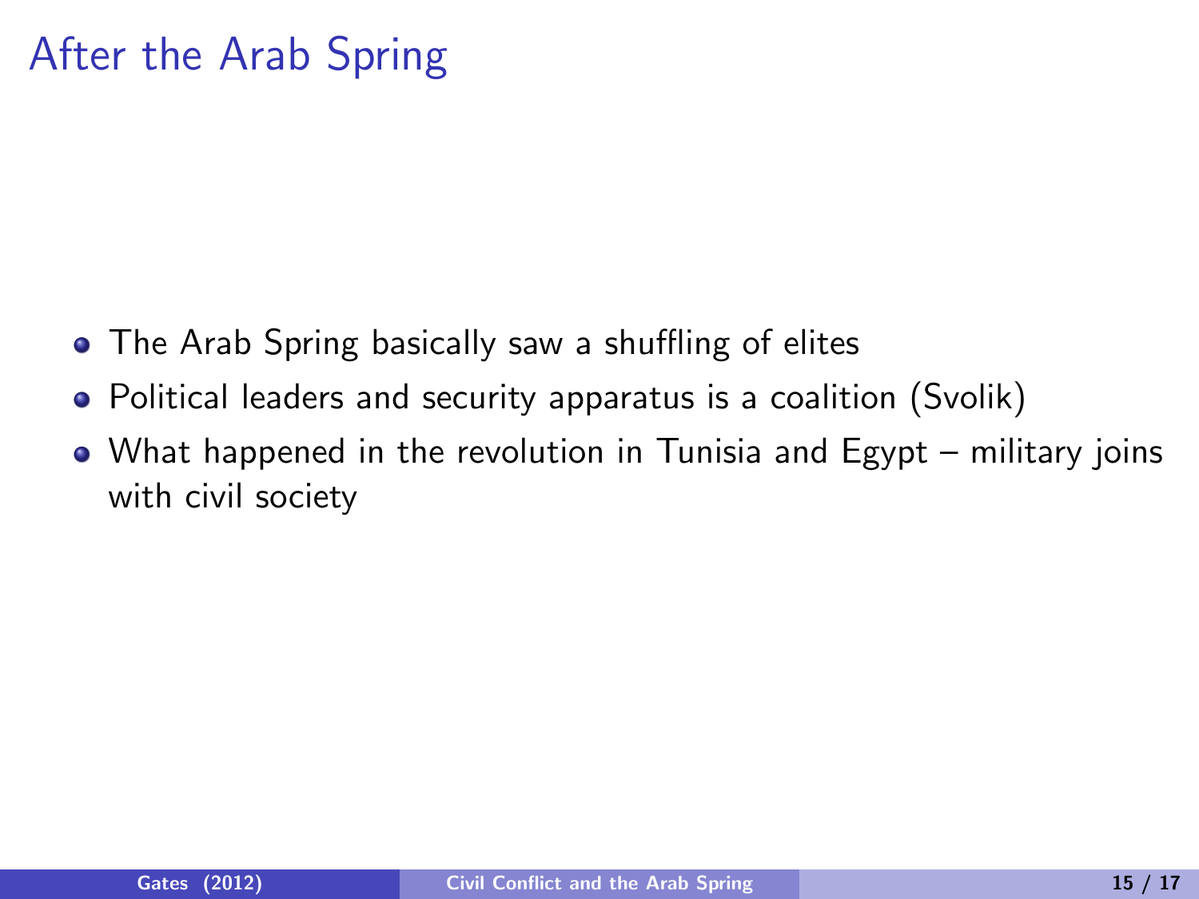# After the Arab Spring

- The Arab Spring basically saw a shuffling of elites
- Political leaders and security apparatus is a coalition (Svolik)
- What happened in the revolution in Tunisia and Egypt – military joins with civil society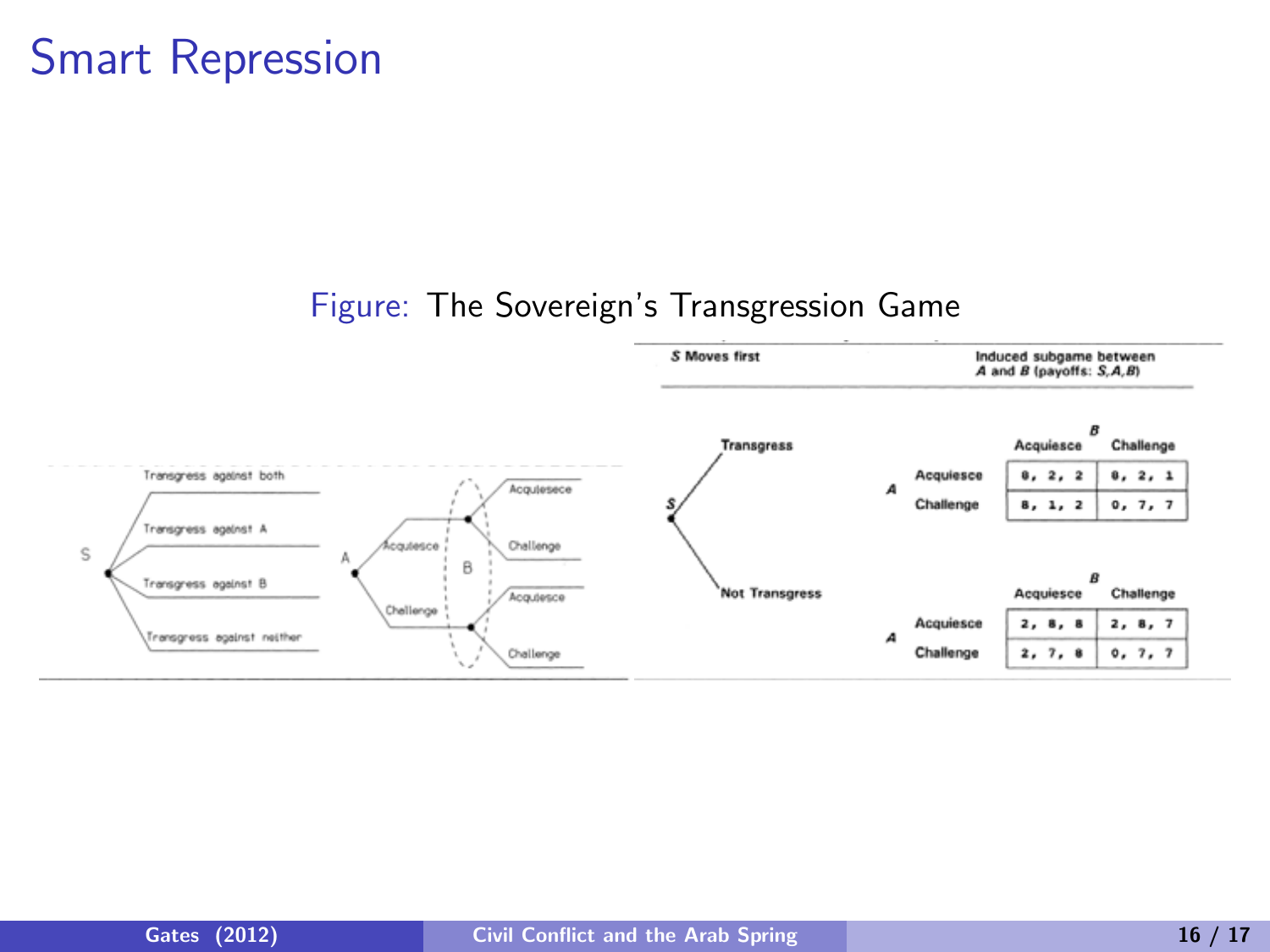# Smart Repression

Figure: The Sovereign's Transgression Game

S Moves first

Induced subgame between A and B (payoffs: S, A, B)

**Transgress**

| A \ B | Acquiesce | Challenge |
|---|---|---|
| Acquiesce | 8, 2, 2 | 8, 2, 1 |
| Challenge | 8, 1, 2 | 0, 7, 7 |

**Not Transgress**

| A \ B | Acquiesce | Challenge |
|---|---|---|
| Acquiesce | 2, 8, 8 | 2, 8, 7 |
| Challenge | 2, 7, 8 | 0, 7, 7 |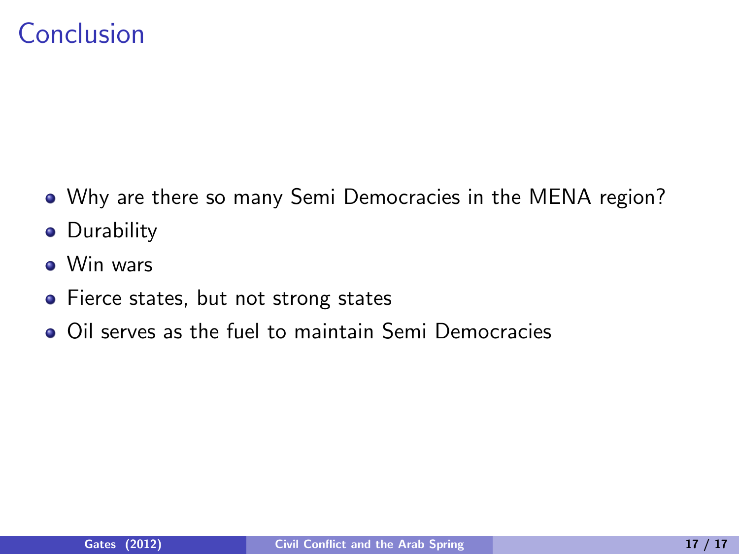# Conclusion

- Why are there so many Semi Democracies in the MENA region?
- Durability
- Win wars
- Fierce states, but not strong states
- Oil serves as the fuel to maintain Semi Democracies